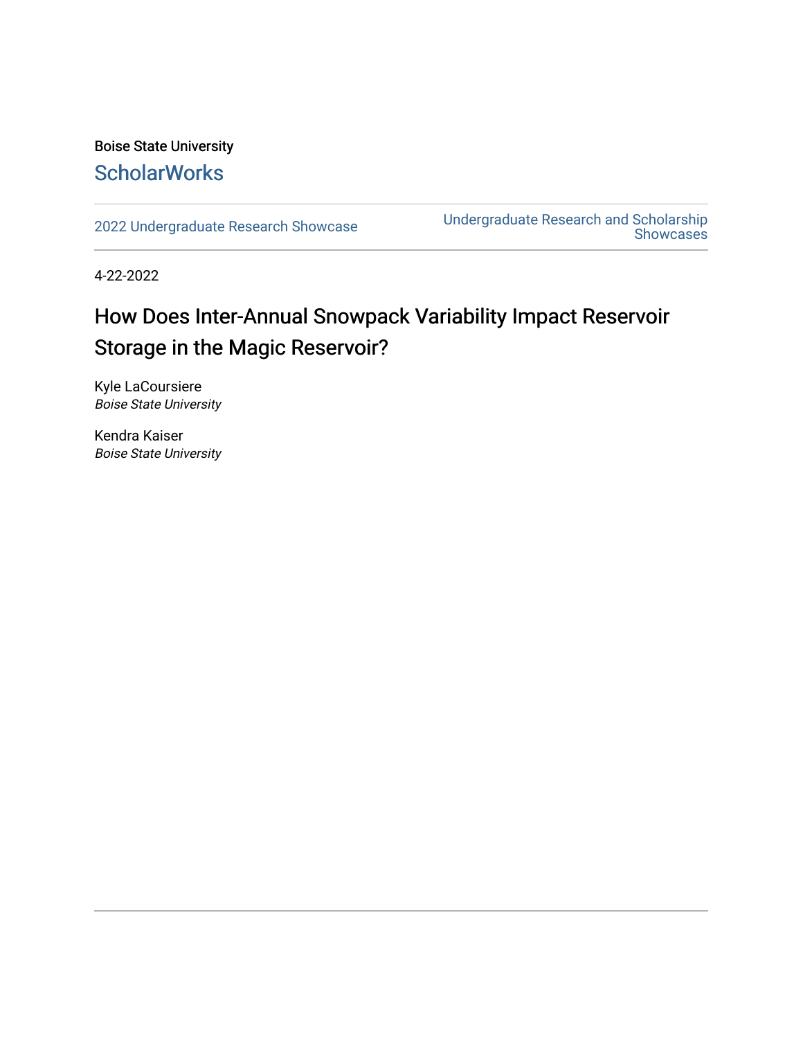Boise State University

## ScholarWorks

2022 Undergraduate Research Showcase

Undergraduate Research and Scholarship Showcases

4-22-2022

# How Does Inter-Annual Snowpack Variability Impact Reservoir Storage in the Magic Reservoir?

Kyle LaCoursiere
*Boise State University*

Kendra Kaiser
*Boise State University*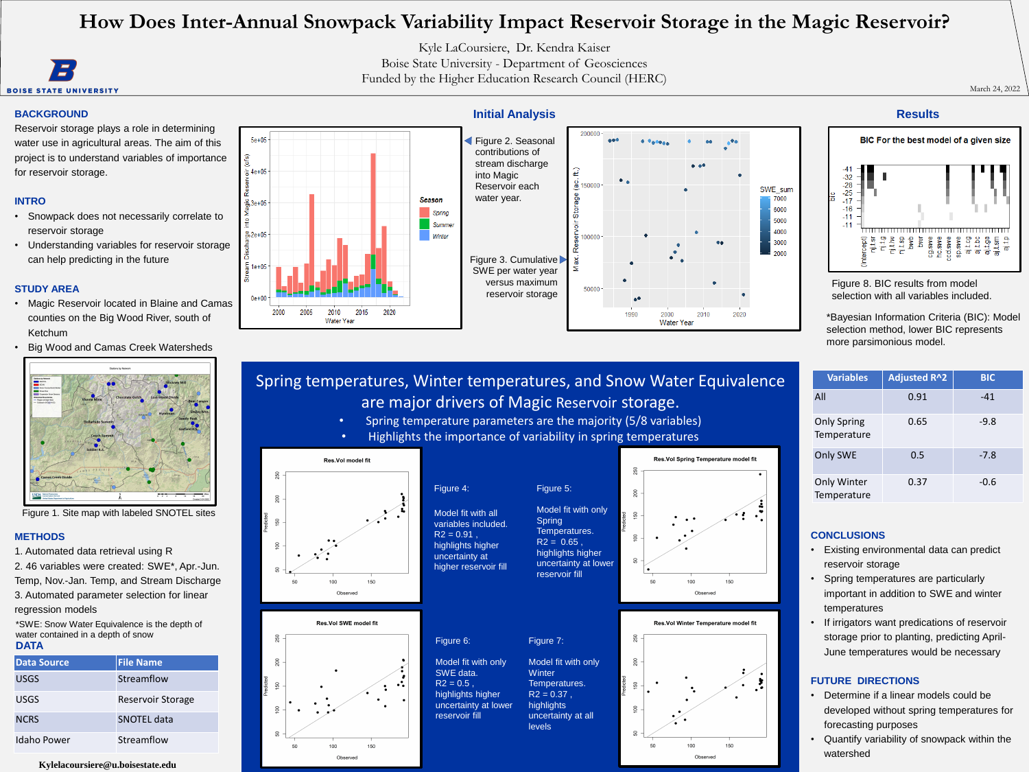# How Does Inter-Annual Snowpack Variability Impact Reservoir Storage in the Magic Reservoir?

Kyle LaCoursiere, Dr. Kendra Kaiser
Boise State University - Department of Geosciences
Funded by the Higher Education Research Council (HERC)

BOISE STATE UNIVERSITY

March 24, 2022

## BACKGROUND

Reservoir storage plays a role in determining water use in agricultural areas. The aim of this project is to understand variables of importance for reservoir storage.

## INTRO

- Snowpack does not necessarily correlate to reservoir storage
- Understanding variables for reservoir storage can help predicting in the future

## STUDY AREA

- Magic Reservoir located in Blaine and Camas counties on the Big Wood River, south of Ketchum
- Big Wood and Camas Creek Watersheds

Figure 1. Site map with labeled SNOTEL sites

## METHODS

1. Automated data retrieval using R
2. 46 variables were created: SWE*, Apr.-Jun. Temp, Nov.-Jan. Temp, and Stream Discharge
3. Automated parameter selection for linear regression models

*SWE: Snow Water Equivalence is the depth of water contained in a depth of snow

## DATA

| Data Source | File Name |
|---|---|
| USGS | Streamflow |
| USGS | Reservoir Storage |
| NCRS | SNOTEL data |
| Idaho Power | Streamflow |

Kylelacoursiere@u.boisestate.edu

## Initial Analysis

Stream Discharge into Magic Reservoir (cfs)
Water Year
Season
Spring
Summer
Winter

Figure 2. Seasonal contributions of stream discharge into Magic Reservoir each water year.

Max. Reservoir Storage (ac. ft.)
Water Year
SWE_sum

Figure 3. Cumulative SWE per water year versus maximum reservoir storage

## Spring temperatures, Winter temperatures, and Snow Water Equivalence are major drivers of Magic Reservoir storage.

- Spring temperature parameters are the majority (5/8 variables)
- Highlights the importance of variability in spring temperatures

Res.Vol model fit

Figure 4:

Model fit with all variables included. $R2 = 0.91$, highlights higher uncertainty at higher reservoir fill

Res.Vol Spring Temperature model fit

Figure 5:

Model fit with only Spring Temperatures. $R2 = 0.65$, highlights higher uncertainty at lower reservoir fill

Res.Vol SWE model fit

Figure 6:

Model fit with only SWE data. $R2 = 0.5$, highlights higher uncertainty at lower reservoir fill

Res.Vol Winter Temperature model fit

Figure 7:

Model fit with only Winter Temperatures. $R2 = 0.37$, highlights uncertainty at all levels

## Results

BIC For the best model of a given size

Figure 8. BIC results from model selection with all variables included.

*Bayesian Information Criteria (BIC): Model selection method, lower BIC represents more parsimonious model.

| Variables | Adjusted $R^2$ | BIC |
|---|---|---|
| All | 0.91 | -41 |
| Only Spring Temperature | 0.65 | -9.8 |
| Only SWE | 0.5 | -7.8 |
| Only Winter Temperature | 0.37 | -0.6 |

## CONCLUSIONS

- Existing environmental data can predict reservoir storage
- Spring temperatures are particularly important in addition to SWE and winter temperatures
- If irrigators want predications of reservoir storage prior to planting, predicting April-June temperatures would be necessary

## FUTURE DIRECTIONS

- Determine if a linear models could be developed without spring temperatures for forecasting purposes
- Quantify variability of snowpack within the watershed